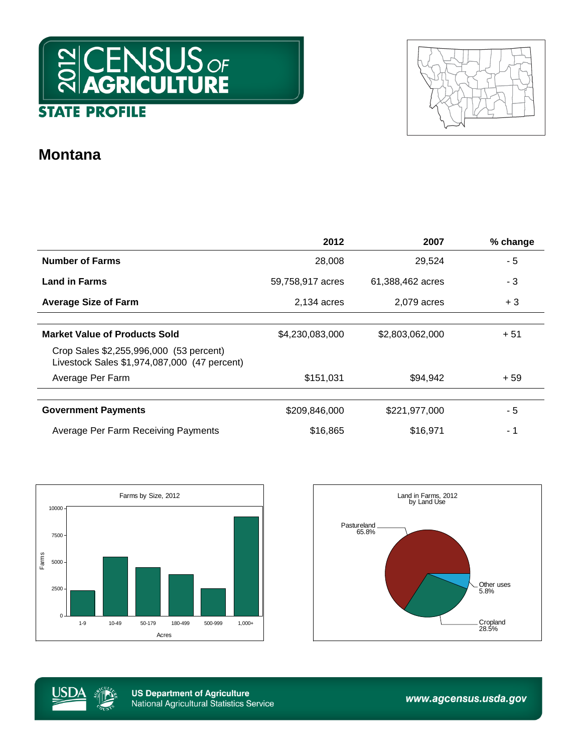# 2012 CENSUS OF AGRICULTURE

## STATE PROFILE

# Montana

| | 2012 | 2007 | % change |
|---|---|---|---|
| **Number of Farms** | 28,008 | 29,524 | - 5 |
| **Land in Farms** | 59,758,917 acres | 61,388,462 acres | - 3 |
| **Average Size of Farm** | 2,134 acres | 2,079 acres | + 3 |
| **Market Value of Products Sold** | $4,230,083,000 | $2,803,062,000 | + 51 |
| Crop Sales $2,255,996,000 (53 percent) Livestock Sales $1,974,087,000 (47 percent) | | | |
| Average Per Farm | $151,031 | $94,942 | + 59 |
| **Government Payments** | $209,846,000 | $221,977,000 | - 5 |
| Average Per Farm Receiving Payments | $16,865 | $16,971 | - 1 |

Farms by Size, 2012

Land in Farms, 2012 by Land Use

Pastureland 65.8%

Other uses 5.8%

Cropland 28.5%

US Department of Agriculture
National Agricultural Statistics Service

www.agcensus.usda.gov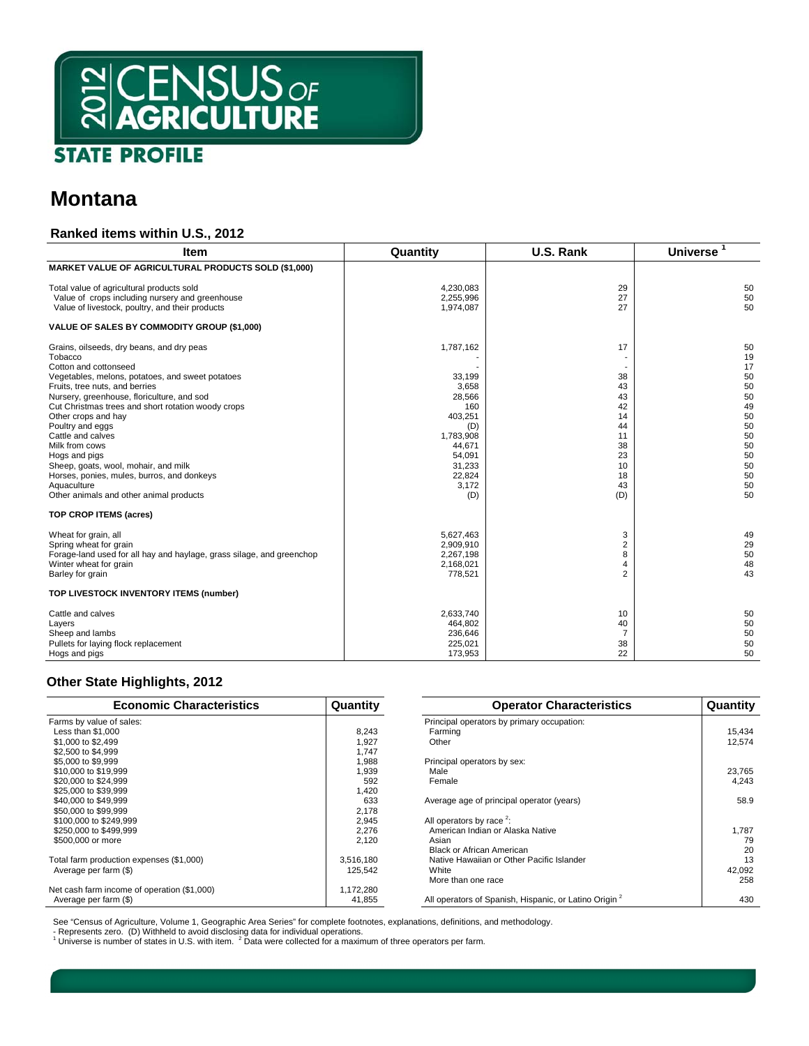# 2012 CENSUS OF AGRICULTURE

## STATE PROFILE

# Montana

### Ranked items within U.S., 2012

| Item | Quantity | U.S. Rank | Universe [1] |
|---|---|---|---|
| **MARKET VALUE OF AGRICULTURAL PRODUCTS SOLD ($1,000)** | | | |
| Total value of agricultural products sold | 4,230,083 | 29 | 50 |
| Value of crops including nursery and greenhouse | 2,255,996 | 27 | 50 |
| Value of livestock, poultry, and their products | 1,974,087 | 27 | 50 |
| **VALUE OF SALES BY COMMODITY GROUP ($1,000)** | | | |
| Grains, oilseeds, dry beans, and dry peas | 1,787,162 | 17 | 50 |
| Tobacco | - | - | 19 |
| Cotton and cottonseed | - | - | 17 |
| Vegetables, melons, potatoes, and sweet potatoes | 33,199 | 38 | 50 |
| Fruits, tree nuts, and berries | 3,658 | 43 | 50 |
| Nursery, greenhouse, floriculture, and sod | 28,566 | 43 | 50 |
| Cut Christmas trees and short rotation woody crops | 160 | 42 | 49 |
| Other crops and hay | 403,251 | 14 | 50 |
| Poultry and eggs | (D) | 44 | 50 |
| Cattle and calves | 1,783,908 | 11 | 50 |
| Milk from cows | 44,671 | 38 | 50 |
| Hogs and pigs | 54,091 | 23 | 50 |
| Sheep, goats, wool, mohair, and milk | 31,233 | 10 | 50 |
| Horses, ponies, mules, burros, and donkeys | 22,824 | 18 | 50 |
| Aquaculture | 3,172 | 43 | 50 |
| Other animals and other animal products | (D) | (D) | 50 |
| **TOP CROP ITEMS (acres)** | | | |
| Wheat for grain, all | 5,627,463 | 3 | 49 |
| Spring wheat for grain | 2,909,910 | 2 | 29 |
| Forage-land used for all hay and haylage, grass silage, and greenchop | 2,267,198 | 8 | 50 |
| Winter wheat for grain | 2,168,021 | 4 | 48 |
| Barley for grain | 778,521 | 2 | 43 |
| **TOP LIVESTOCK INVENTORY ITEMS (number)** | | | |
| Cattle and calves | 2,633,740 | 10 | 50 |
| Layers | 464,802 | 40 | 50 |
| Sheep and lambs | 236,646 | 7 | 50 |
| Pullets for laying flock replacement | 225,021 | 38 | 50 |
| Hogs and pigs | 173,953 | 22 | 50 |

### Other State Highlights, 2012

| Economic Characteristics | Quantity |
|---|---|
| Farms by value of sales: | |
| Less than $1,000 | 8,243 |
| $1,000 to $2,499 | 1,927 |
| $2,500 to $4,999 | 1,747 |
| $5,000 to $9,999 | 1,988 |
| $10,000 to $19,999 | 1,939 |
| $20,000 to $24,999 | 592 |
| $25,000 to $39,999 | 1,420 |
| $40,000 to $49,999 | 633 |
| $50,000 to $99,999 | 2,178 |
| $100,000 to $249,999 | 2,945 |
| $250,000 to $499,999 | 2,276 |
| $500,000 or more | 2,120 |
| Total farm production expenses ($1,000) | 3,516,180 |
| Average per farm ($) | 125,542 |
| Net cash farm income of operation ($1,000) | 1,172,280 |
| Average per farm ($) | 41,855 |

| Operator Characteristics | Quantity |
|---|---|
| Principal operators by primary occupation: | |
| Farming | 15,434 |
| Other | 12,574 |
| Principal operators by sex: | |
| Male | 23,765 |
| Female | 4,243 |
| Average age of principal operator (years) | 58.9 |
| All operators by race [2]: | |
| American Indian or Alaska Native | 1,787 |
| Asian | 79 |
| Black or African American | 20 |
| Native Hawaiian or Other Pacific Islander | 13 |
| White | 42,092 |
| More than one race | 258 |
| All operators of Spanish, Hispanic, or Latino Origin [2] | 430 |

See "Census of Agriculture, Volume 1, Geographic Area Series" for complete footnotes, explanations, definitions, and methodology.
- Represents zero. (D) Withheld to avoid disclosing data for individual operations.
[1] Universe is number of states in U.S. with item. [2] Data were collected for a maximum of three operators per farm.